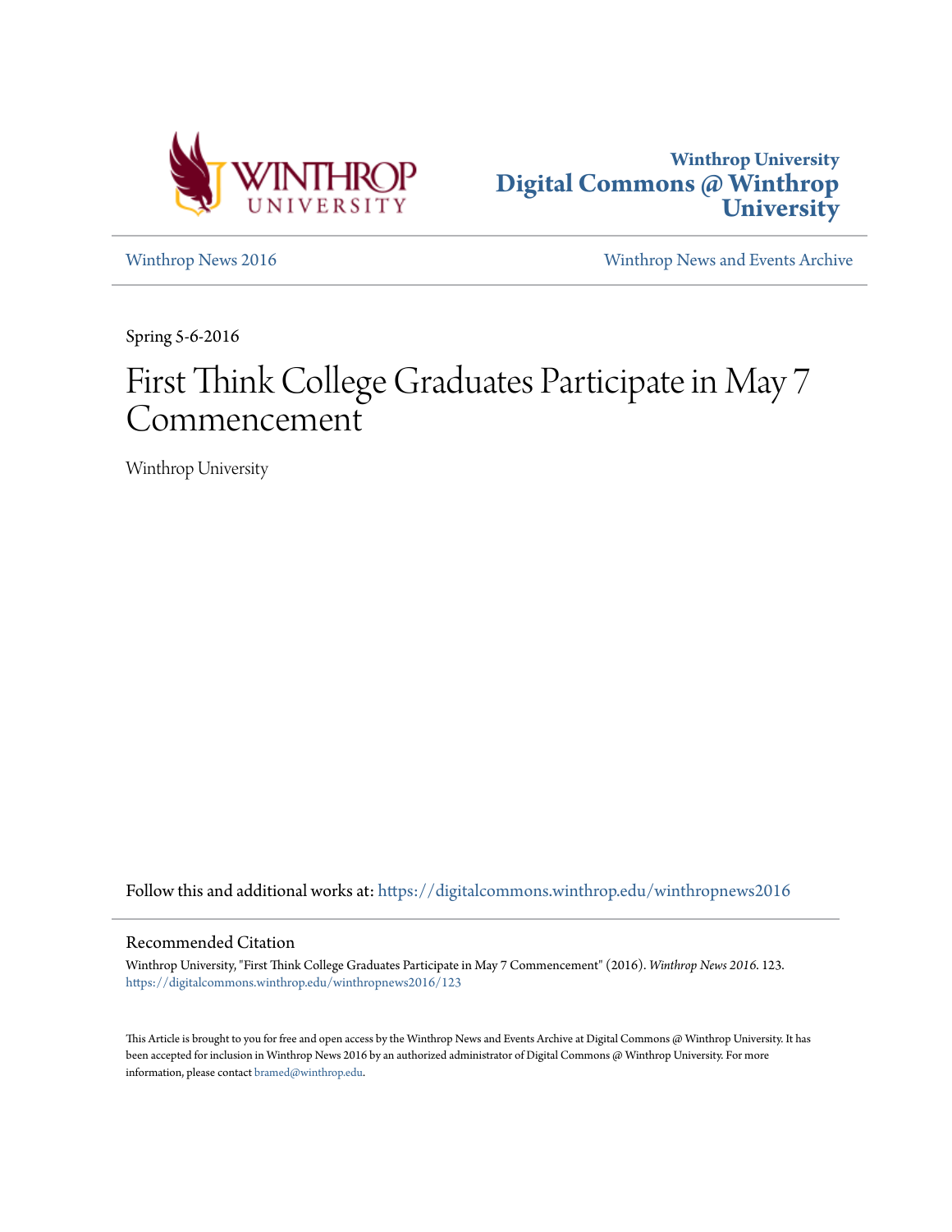Winthrop University
**Digital Commons @ Winthrop University**

Winthrop News 2016 | Winthrop News and Events Archive

Spring 5-6-2016

# First Think College Graduates Participate in May 7 Commencement

Winthrop University

Follow this and additional works at: https://digitalcommons.winthrop.edu/winthropnews2016

## Recommended Citation

Winthrop University, "First Think College Graduates Participate in May 7 Commencement" (2016). *Winthrop News 2016*. 123.
https://digitalcommons.winthrop.edu/winthropnews2016/123

This Article is brought to you for free and open access by the Winthrop News and Events Archive at Digital Commons @ Winthrop University. It has been accepted for inclusion in Winthrop News 2016 by an authorized administrator of Digital Commons @ Winthrop University. For more information, please contact bramed@winthrop.edu.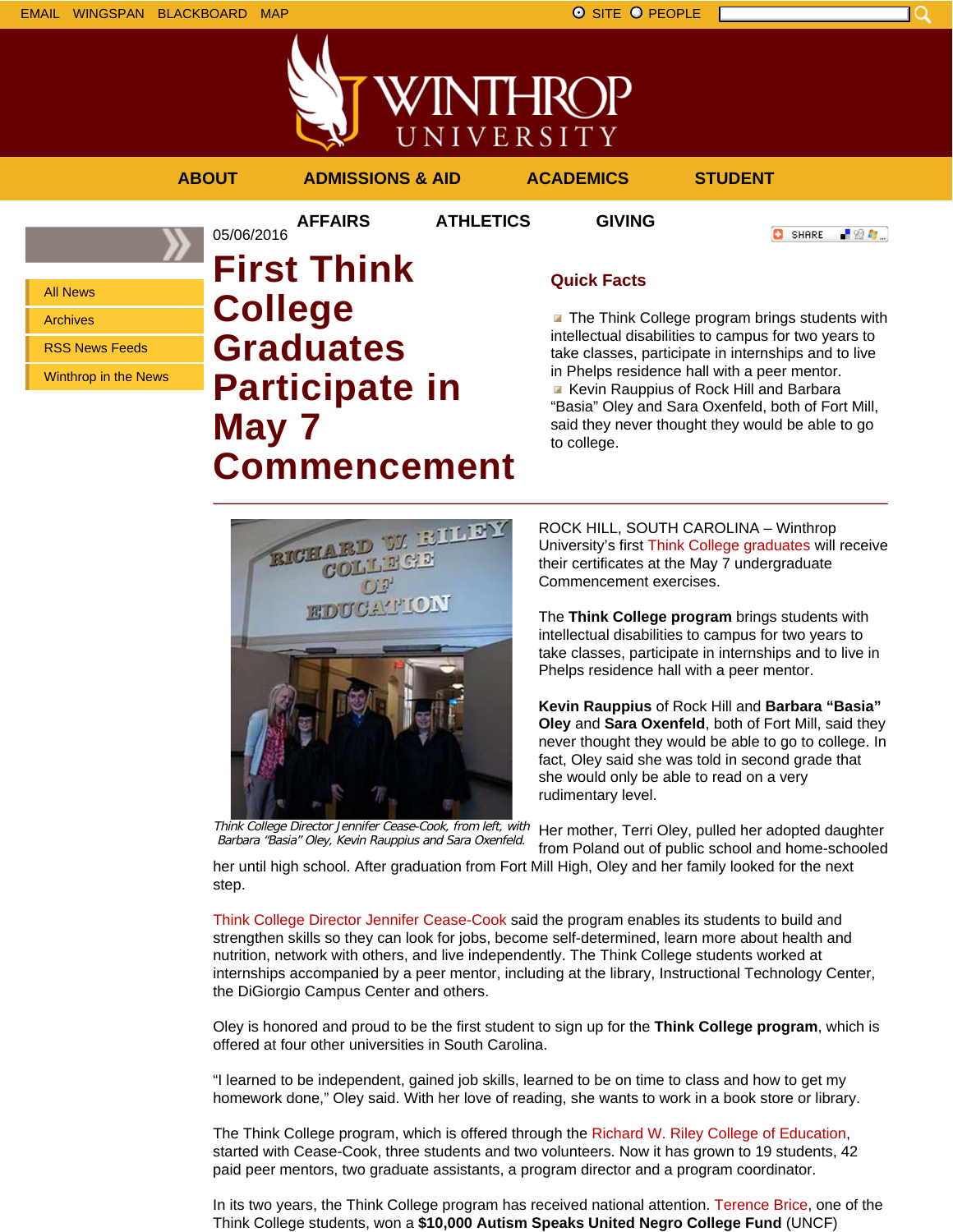EMAIL WINGSPAN BLACKBOARD MAP

SITE PEOPLE

WINTHROP UNIVERSITY

ABOUT ADMISSIONS & AID ACADEMICS STUDENT AFFAIRS ATHLETICS GIVING

- All News
- Archives
- RSS News Feeds
- Winthrop in the News

05/06/2016

SHARE

# First Think College Graduates Participate in May 7 Commencement

### Quick Facts

- The Think College program brings students with intellectual disabilities to campus for two years to take classes, participate in internships and to live in Phelps residence hall with a peer mentor.
- Kevin Rauppius of Rock Hill and Barbara "Basia" Oley and Sara Oxenfeld, both of Fort Mill, said they never thought they would be able to go to college.

---

*Think College Director Jennifer Cease-Cook, from left, with Barbara "Basia" Oley, Kevin Rauppius and Sara Oxenfeld.*

ROCK HILL, SOUTH CAROLINA – Winthrop University's first Think College graduates will receive their certificates at the May 7 undergraduate Commencement exercises.

The **Think College program** brings students with intellectual disabilities to campus for two years to take classes, participate in internships and to live in Phelps residence hall with a peer mentor.

**Kevin Rauppius** of Rock Hill and **Barbara "Basia" Oley** and **Sara Oxenfeld**, both of Fort Mill, said they never thought they would be able to go to college. In fact, Oley said she was told in second grade that she would only be able to read on a very rudimentary level.

Her mother, Terri Oley, pulled her adopted daughter from Poland out of public school and home-schooled her until high school. After graduation from Fort Mill High, Oley and her family looked for the next step.

Think College Director Jennifer Cease-Cook said the program enables its students to build and strengthen skills so they can look for jobs, become self-determined, learn more about health and nutrition, network with others, and live independently. The Think College students worked at internships accompanied by a peer mentor, including at the library, Instructional Technology Center, the DiGiorgio Campus Center and others.

Oley is honored and proud to be the first student to sign up for the **Think College program**, which is offered at four other universities in South Carolina.

"I learned to be independent, gained job skills, learned to be on time to class and how to get my homework done," Oley said. With her love of reading, she wants to work in a book store or library.

The Think College program, which is offered through the Richard W. Riley College of Education, started with Cease-Cook, three students and two volunteers. Now it has grown to 19 students, 42 paid peer mentors, two graduate assistants, a program director and a program coordinator.

In its two years, the Think College program has received national attention. Terence Brice, one of the Think College students, won a **$10,000 Autism Speaks United Negro College Fund** (UNCF)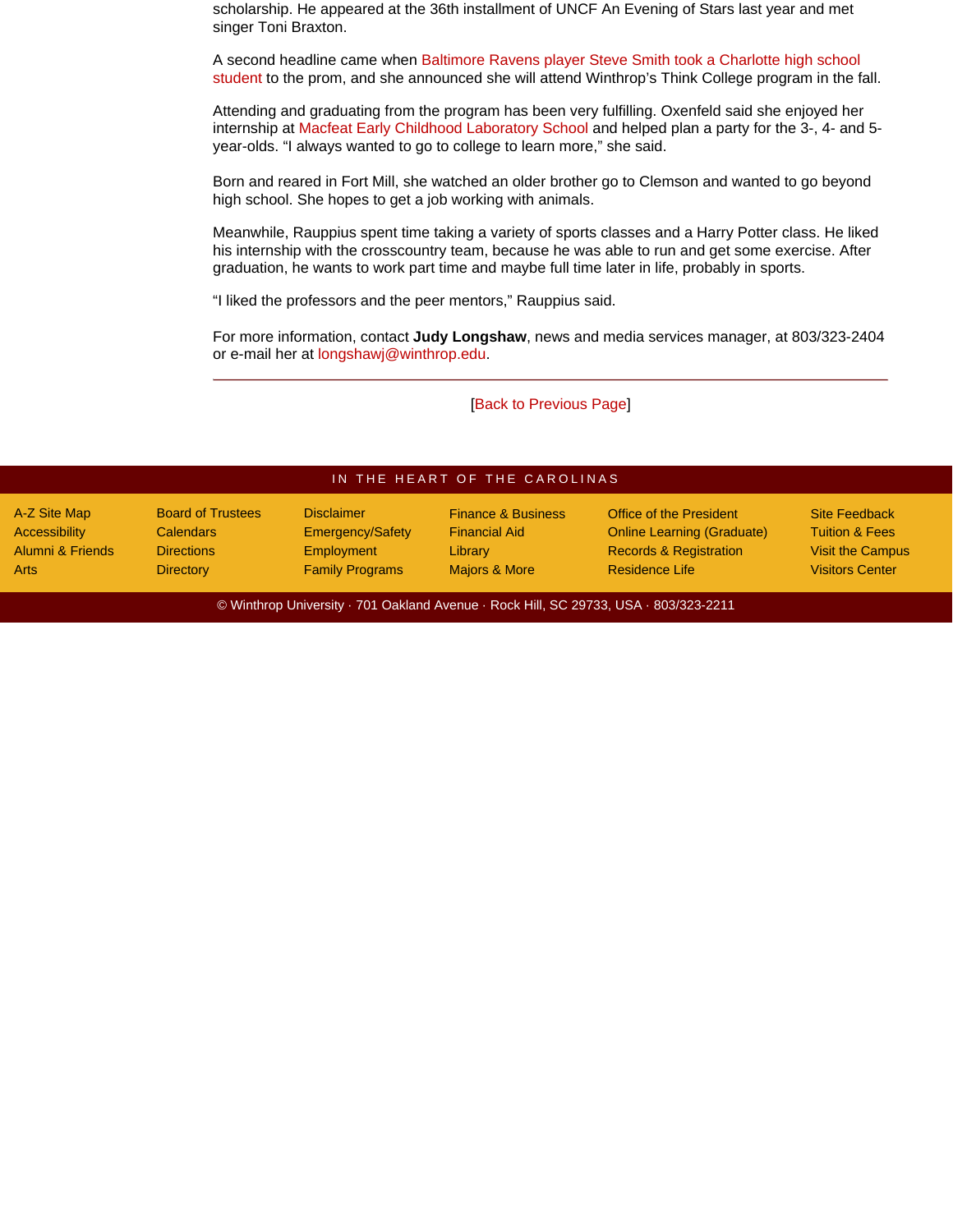scholarship. He appeared at the 36th installment of UNCF An Evening of Stars last year and met singer Toni Braxton.

A second headline came when Baltimore Ravens player Steve Smith took a Charlotte high school student to the prom, and she announced she will attend Winthrop's Think College program in the fall.

Attending and graduating from the program has been very fulfilling. Oxenfeld said she enjoyed her internship at Macfeat Early Childhood Laboratory School and helped plan a party for the 3-, 4- and 5-year-olds. "I always wanted to go to college to learn more," she said.

Born and reared in Fort Mill, she watched an older brother go to Clemson and wanted to go beyond high school. She hopes to get a job working with animals.

Meanwhile, Rauppius spent time taking a variety of sports classes and a Harry Potter class. He liked his internship with the crosscountry team, because he was able to run and get some exercise. After graduation, he wants to work part time and maybe full time later in life, probably in sports.

"I liked the professors and the peer mentors," Rauppius said.

For more information, contact **Judy Longshaw**, news and media services manager, at 803/323-2404 or e-mail her at longshawj@winthrop.edu.

---

[Back to Previous Page]

IN THE HEART OF THE CAROLINAS

A-Z Site Map
Accessibility
Alumni & Friends
Arts
Board of Trustees
Calendars
Directions
Directory
Disclaimer
Emergency/Safety
Employment
Family Programs
Finance & Business
Financial Aid
Library
Majors & More
Office of the President
Online Learning (Graduate)
Records & Registration
Residence Life
Site Feedback
Tuition & Fees
Visit the Campus
Visitors Center

© Winthrop University · 701 Oakland Avenue · Rock Hill, SC 29733, USA · 803/323-2211